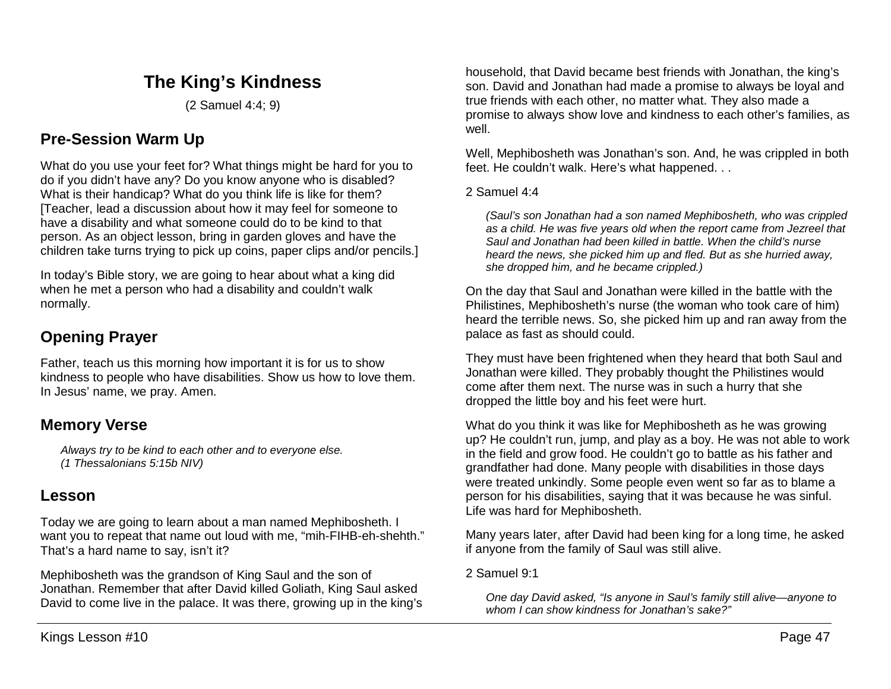# The King's Kindness

(2 Samuel 4:4; 9)

## Pre-Session Warm Up

What do you use your feet for? What things might be hard for you to do if you didn't have any? Do you know anyone who is disabled? What is their handicap? What do you think life is like for them? [Teacher, lead a discussion about how it may feel for someone to have a disability and what someone could do to be kind to that person. As an object lesson, bring in garden gloves and have the children take turns trying to pick up coins, paper clips and/or pencils.]

In today's Bible story, we are going to hear about what a king did when he met a person who had a disability and couldn't walk normally.

## Opening Prayer

Father, teach us this morning how important it is for us to show kindness to people who have disabilities. Show us how to love them. In Jesus' name, we pray. Amen.

## Memory Verse

> *Always try to be kind to each other and to everyone else. (1 Thessalonians 5:15b NIV)*

## Lesson

Today we are going to learn about a man named Mephibosheth. I want you to repeat that name out loud with me, "mih-FIHB-eh-shehth." That's a hard name to say, isn't it?

Mephibosheth was the grandson of King Saul and the son of Jonathan. Remember that after David killed Goliath, King Saul asked David to come live in the palace. It was there, growing up in the king's household, that David became best friends with Jonathan, the king's son. David and Jonathan had made a promise to always be loyal and true friends with each other, no matter what. They also made a promise to always show love and kindness to each other's families, as well.

Well, Mephibosheth was Jonathan's son. And, he was crippled in both feet. He couldn't walk. Here's what happened. . .

2 Samuel 4:4

> *(Saul's son Jonathan had a son named Mephibosheth, who was crippled as a child. He was five years old when the report came from Jezreel that Saul and Jonathan had been killed in battle. When the child's nurse heard the news, she picked him up and fled. But as she hurried away, she dropped him, and he became crippled.)*

On the day that Saul and Jonathan were killed in the battle with the Philistines, Mephibosheth's nurse (the woman who took care of him) heard the terrible news. So, she picked him up and ran away from the palace as fast as should could.

They must have been frightened when they heard that both Saul and Jonathan were killed. They probably thought the Philistines would come after them next. The nurse was in such a hurry that she dropped the little boy and his feet were hurt.

What do you think it was like for Mephibosheth as he was growing up? He couldn't run, jump, and play as a boy. He was not able to work in the field and grow food. He couldn't go to battle as his father and grandfather had done. Many people with disabilities in those days were treated unkindly. Some people even went so far as to blame a person for his disabilities, saying that it was because he was sinful. Life was hard for Mephibosheth.

Many years later, after David had been king for a long time, he asked if anyone from the family of Saul was still alive.

2 Samuel 9:1

> *One day David asked, "Is anyone in Saul's family still alive—anyone to whom I can show kindness for Jonathan's sake?"*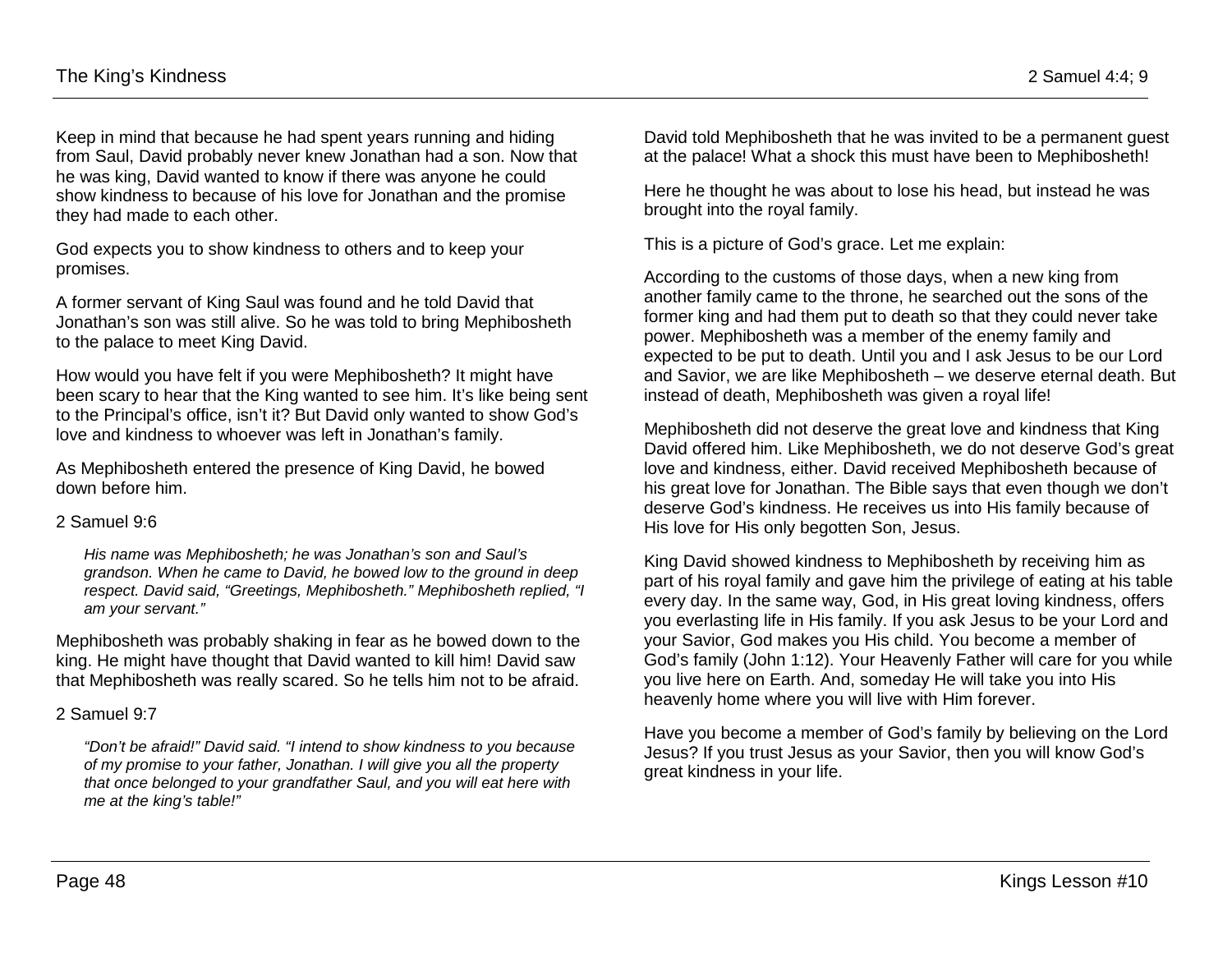Keep in mind that because he had spent years running and hiding from Saul, David probably never knew Jonathan had a son. Now that he was king, David wanted to know if there was anyone he could show kindness to because of his love for Jonathan and the promise they had made to each other.

God expects you to show kindness to others and to keep your promises.

A former servant of King Saul was found and he told David that Jonathan's son was still alive. So he was told to bring Mephibosheth to the palace to meet King David.

How would you have felt if you were Mephibosheth? It might have been scary to hear that the King wanted to see him. It's like being sent to the Principal's office, isn't it? But David only wanted to show God's love and kindness to whoever was left in Jonathan's family.

As Mephibosheth entered the presence of King David, he bowed down before him.

2 Samuel 9:6

> *His name was Mephibosheth; he was Jonathan's son and Saul's grandson. When he came to David, he bowed low to the ground in deep respect. David said, "Greetings, Mephibosheth." Mephibosheth replied, "I am your servant."*

Mephibosheth was probably shaking in fear as he bowed down to the king. He might have thought that David wanted to kill him! David saw that Mephibosheth was really scared. So he tells him not to be afraid.

2 Samuel 9:7

> *"Don't be afraid!" David said. "I intend to show kindness to you because of my promise to your father, Jonathan. I will give you all the property that once belonged to your grandfather Saul, and you will eat here with me at the king's table!"*

David told Mephibosheth that he was invited to be a permanent guest at the palace! What a shock this must have been to Mephibosheth!

Here he thought he was about to lose his head, but instead he was brought into the royal family.

This is a picture of God's grace. Let me explain:

According to the customs of those days, when a new king from another family came to the throne, he searched out the sons of the former king and had them put to death so that they could never take power. Mephibosheth was a member of the enemy family and expected to be put to death. Until you and I ask Jesus to be our Lord and Savior, we are like Mephibosheth – we deserve eternal death. But instead of death, Mephibosheth was given a royal life!

Mephibosheth did not deserve the great love and kindness that King David offered him. Like Mephibosheth, we do not deserve God's great love and kindness, either. David received Mephibosheth because of his great love for Jonathan. The Bible says that even though we don't deserve God's kindness. He receives us into His family because of His love for His only begotten Son, Jesus.

King David showed kindness to Mephibosheth by receiving him as part of his royal family and gave him the privilege of eating at his table every day. In the same way, God, in His great loving kindness, offers you everlasting life in His family. If you ask Jesus to be your Lord and your Savior, God makes you His child. You become a member of God's family (John 1:12). Your Heavenly Father will care for you while you live here on Earth. And, someday He will take you into His heavenly home where you will live with Him forever.

Have you become a member of God's family by believing on the Lord Jesus? If you trust Jesus as your Savior, then you will know God's great kindness in your life.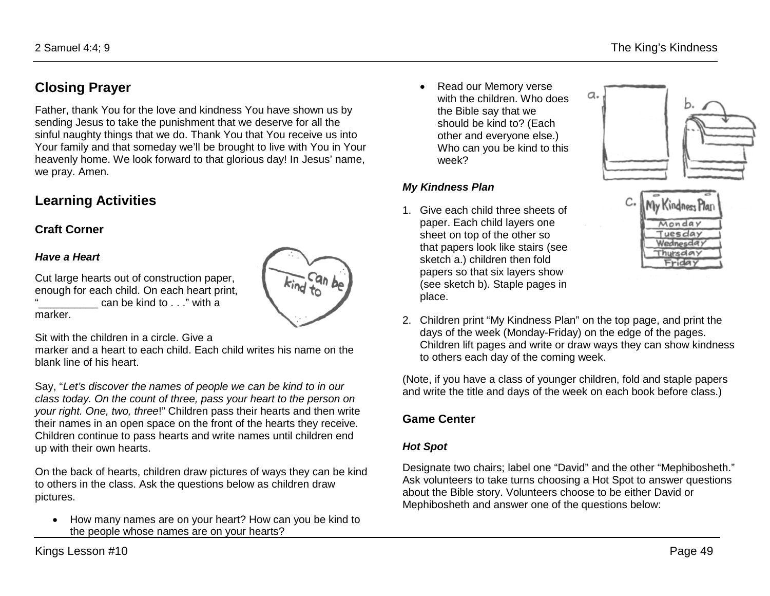## Closing Prayer

Father, thank You for the love and kindness You have shown us by sending Jesus to take the punishment that we deserve for all the sinful naughty things that we do. Thank You that You receive us into Your family and that someday we'll be brought to live with You in Your heavenly home. We look forward to that glorious day! In Jesus' name, we pray. Amen.

## Learning Activities

### Craft Corner

#### *Have a Heart*

Cut large hearts out of construction paper, enough for each child. On each heart print, "__________ can be kind to . . ." with a marker.

Sit with the children in a circle. Give a marker and a heart to each child. Each child writes his name on the blank line of his heart.

Say, "*Let's discover the names of people we can be kind to in our class today. On the count of three, pass your heart to the person on your right. One, two, three*!" Children pass their hearts and then write their names in an open space on the front of the hearts they receive. Children continue to pass hearts and write names until children end up with their own hearts.

On the back of hearts, children draw pictures of ways they can be kind to others in the class. Ask the questions below as children draw pictures.

- How many names are on your heart? How can you be kind to the people whose names are on your hearts?
- Read our Memory verse with the children. Who does the Bible say that we should be kind to? (Each other and everyone else.) Who can you be kind to this week?

#### *My Kindness Plan*

1. Give each child three sheets of paper. Each child layers one sheet on top of the other so that papers look like stairs (see sketch a.) children then fold papers so that six layers show (see sketch b). Staple pages in place.
2. Children print "My Kindness Plan" on the top page, and print the days of the week (Monday-Friday) on the edge of the pages. Children lift pages and write or draw ways they can show kindness to others each day of the coming week.

(Note, if you have a class of younger children, fold and staple papers and write the title and days of the week on each book before class.)

### Game Center

#### *Hot Spot*

Designate two chairs; label one "David" and the other "Mephibosheth." Ask volunteers to take turns choosing a Hot Spot to answer questions about the Bible story. Volunteers choose to be either David or Mephibosheth and answer one of the questions below: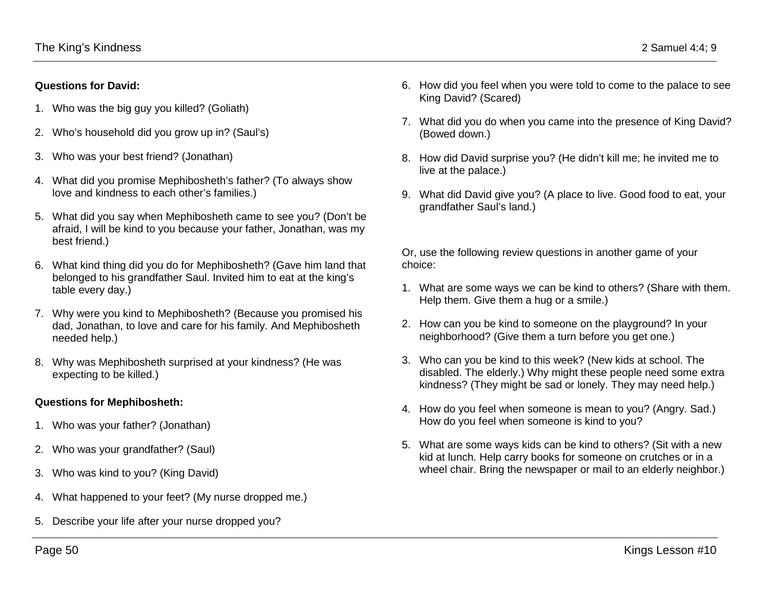**Questions for David:**

1. Who was the big guy you killed? (Goliath)
2. Who's household did you grow up in? (Saul's)
3. Who was your best friend? (Jonathan)
4. What did you promise Mephibosheth's father? (To always show love and kindness to each other's families.)
5. What did you say when Mephibosheth came to see you? (Don't be afraid, I will be kind to you because your father, Jonathan, was my best friend.)
6. What kind thing did you do for Mephibosheth? (Gave him land that belonged to his grandfather Saul. Invited him to eat at the king's table every day.)
7. Why were you kind to Mephibosheth? (Because you promised his dad, Jonathan, to love and care for his family. And Mephibosheth needed help.)
8. Why was Mephibosheth surprised at your kindness? (He was expecting to be killed.)

**Questions for Mephibosheth:**

1. Who was your father? (Jonathan)
2. Who was your grandfather? (Saul)
3. Who was kind to you? (King David)
4. What happened to your feet? (My nurse dropped me.)
5. Describe your life after your nurse dropped you?
6. How did you feel when you were told to come to the palace to see King David? (Scared)
7. What did you do when you came into the presence of King David? (Bowed down.)
8. How did David surprise you? (He didn't kill me; he invited me to live at the palace.)
9. What did David give you? (A place to live. Good food to eat, your grandfather Saul's land.)

Or, use the following review questions in another game of your choice:

1. What are some ways we can be kind to others? (Share with them. Help them. Give them a hug or a smile.)
2. How can you be kind to someone on the playground? In your neighborhood? (Give them a turn before you get one.)
3. Who can you be kind to this week? (New kids at school. The disabled. The elderly.) Why might these people need some extra kindness? (They might be sad or lonely. They may need help.)
4. How do you feel when someone is mean to you? (Angry. Sad.) How do you feel when someone is kind to you?
5. What are some ways kids can be kind to others? (Sit with a new kid at lunch. Help carry books for someone on crutches or in a wheel chair. Bring the newspaper or mail to an elderly neighbor.)